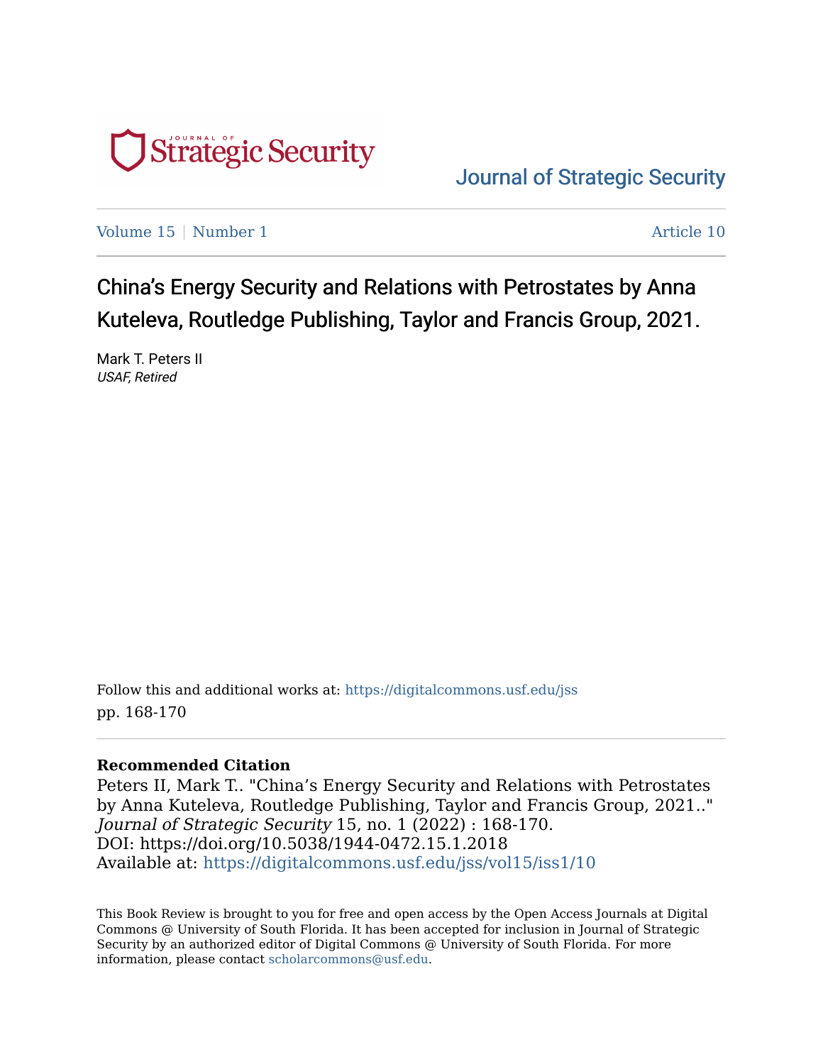Journal of Strategic Security

Volume 15 | Number 1 | Article 10

# China's Energy Security and Relations with Petrostates by Anna Kuteleva, Routledge Publishing, Taylor and Francis Group, 2021.

Mark T. Peters II
*USAF, Retired*

Follow this and additional works at: https://digitalcommons.usf.edu/jss
pp. 168-170

**Recommended Citation**
Peters II, Mark T.. "China's Energy Security and Relations with Petrostates by Anna Kuteleva, Routledge Publishing, Taylor and Francis Group, 2021.." *Journal of Strategic Security* 15, no. 1 (2022) : 168-170.
DOI: https://doi.org/10.5038/1944-0472.15.1.2018
Available at: https://digitalcommons.usf.edu/jss/vol15/iss1/10

This Book Review is brought to you for free and open access by the Open Access Journals at Digital Commons @ University of South Florida. It has been accepted for inclusion in Journal of Strategic Security by an authorized editor of Digital Commons @ University of South Florida. For more information, please contact scholarcommons@usf.edu.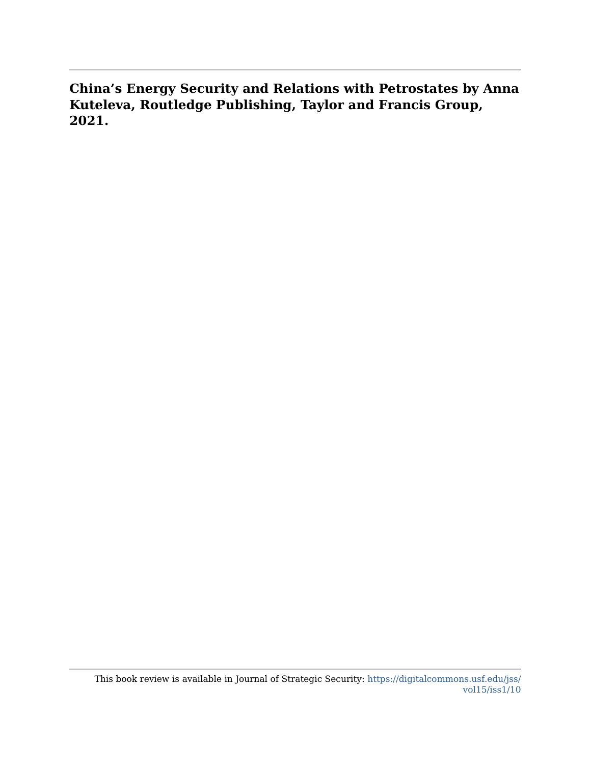**China's Energy Security and Relations with Petrostates by Anna Kuteleva, Routledge Publishing, Taylor and Francis Group, 2021.**

This book review is available in Journal of Strategic Security: https://digitalcommons.usf.edu/jss/vol15/iss1/10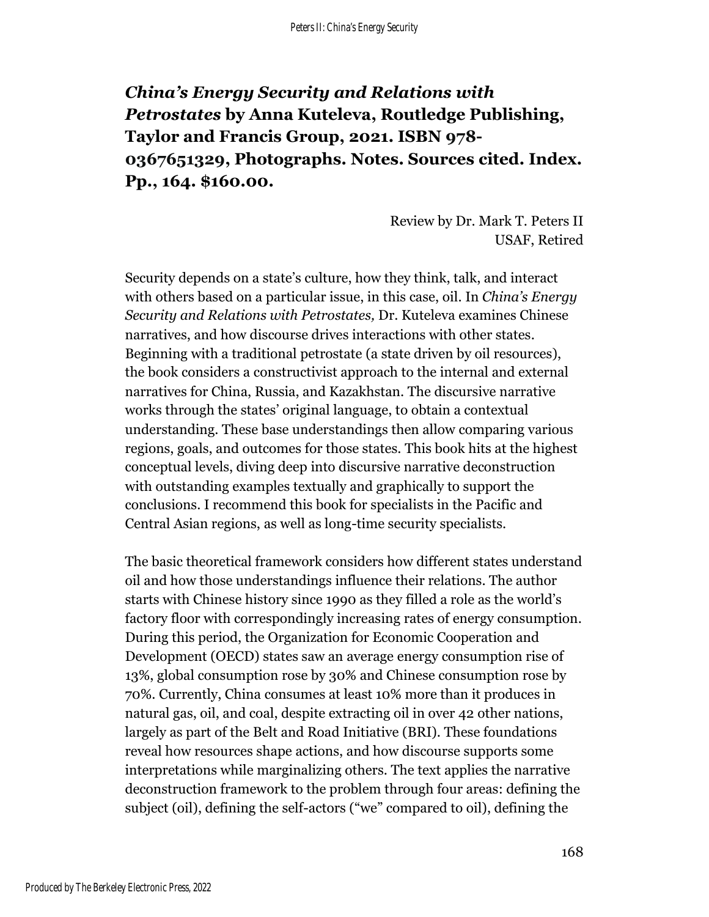## *China's Energy Security and Relations with Petrostates* by Anna Kuteleva, Routledge Publishing, Taylor and Francis Group, 2021. ISBN 978-0367651329, Photographs. Notes. Sources cited. Index. Pp., 164. $160.00.

Review by Dr. Mark T. Peters II
USAF, Retired

Security depends on a state's culture, how they think, talk, and interact with others based on a particular issue, in this case, oil. In *China's Energy Security and Relations with Petrostates,* Dr. Kuteleva examines Chinese narratives, and how discourse drives interactions with other states. Beginning with a traditional petrostate (a state driven by oil resources), the book considers a constructivist approach to the internal and external narratives for China, Russia, and Kazakhstan. The discursive narrative works through the states' original language, to obtain a contextual understanding. These base understandings then allow comparing various regions, goals, and outcomes for those states. This book hits at the highest conceptual levels, diving deep into discursive narrative deconstruction with outstanding examples textually and graphically to support the conclusions. I recommend this book for specialists in the Pacific and Central Asian regions, as well as long-time security specialists.

The basic theoretical framework considers how different states understand oil and how those understandings influence their relations. The author starts with Chinese history since 1990 as they filled a role as the world's factory floor with correspondingly increasing rates of energy consumption. During this period, the Organization for Economic Cooperation and Development (OECD) states saw an average energy consumption rise of 13%, global consumption rose by 30% and Chinese consumption rose by 70%. Currently, China consumes at least 10% more than it produces in natural gas, oil, and coal, despite extracting oil in over 42 other nations, largely as part of the Belt and Road Initiative (BRI). These foundations reveal how resources shape actions, and how discourse supports some interpretations while marginalizing others. The text applies the narrative deconstruction framework to the problem through four areas: defining the subject (oil), defining the self-actors ("we" compared to oil), defining the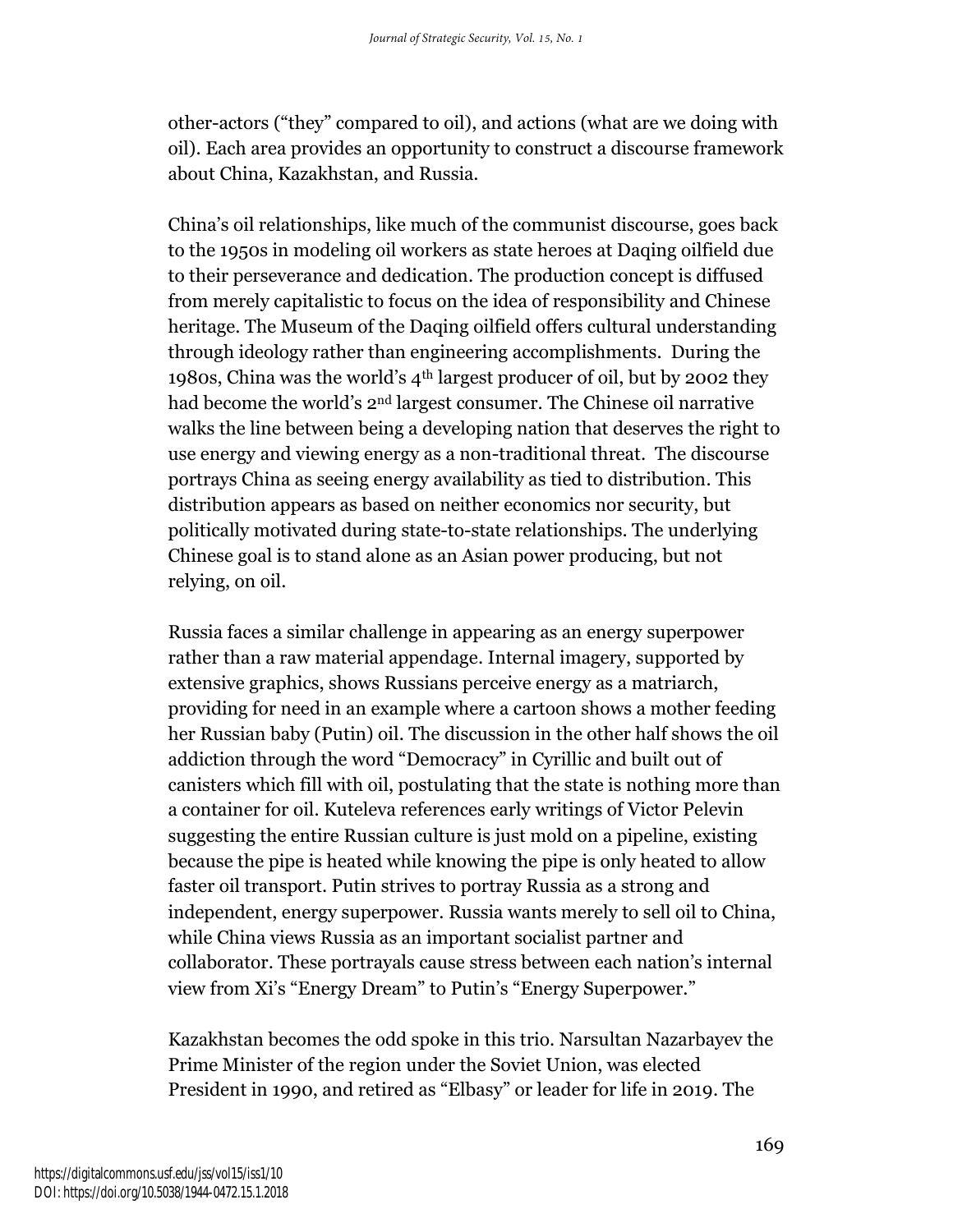other-actors ("they" compared to oil), and actions (what are we doing with oil). Each area provides an opportunity to construct a discourse framework about China, Kazakhstan, and Russia.

China's oil relationships, like much of the communist discourse, goes back to the 1950s in modeling oil workers as state heroes at Daqing oilfield due to their perseverance and dedication. The production concept is diffused from merely capitalistic to focus on the idea of responsibility and Chinese heritage. The Museum of the Daqing oilfield offers cultural understanding through ideology rather than engineering accomplishments. During the 1980s, China was the world's 4th largest producer of oil, but by 2002 they had become the world's 2nd largest consumer. The Chinese oil narrative walks the line between being a developing nation that deserves the right to use energy and viewing energy as a non-traditional threat. The discourse portrays China as seeing energy availability as tied to distribution. This distribution appears as based on neither economics nor security, but politically motivated during state-to-state relationships. The underlying Chinese goal is to stand alone as an Asian power producing, but not relying, on oil.

Russia faces a similar challenge in appearing as an energy superpower rather than a raw material appendage. Internal imagery, supported by extensive graphics, shows Russians perceive energy as a matriarch, providing for need in an example where a cartoon shows a mother feeding her Russian baby (Putin) oil. The discussion in the other half shows the oil addiction through the word "Democracy" in Cyrillic and built out of canisters which fill with oil, postulating that the state is nothing more than a container for oil. Kuteleva references early writings of Victor Pelevin suggesting the entire Russian culture is just mold on a pipeline, existing because the pipe is heated while knowing the pipe is only heated to allow faster oil transport. Putin strives to portray Russia as a strong and independent, energy superpower. Russia wants merely to sell oil to China, while China views Russia as an important socialist partner and collaborator. These portrayals cause stress between each nation's internal view from Xi's "Energy Dream" to Putin's "Energy Superpower."

Kazakhstan becomes the odd spoke in this trio. Narsultan Nazarbayev the Prime Minister of the region under the Soviet Union, was elected President in 1990, and retired as "Elbasy" or leader for life in 2019. The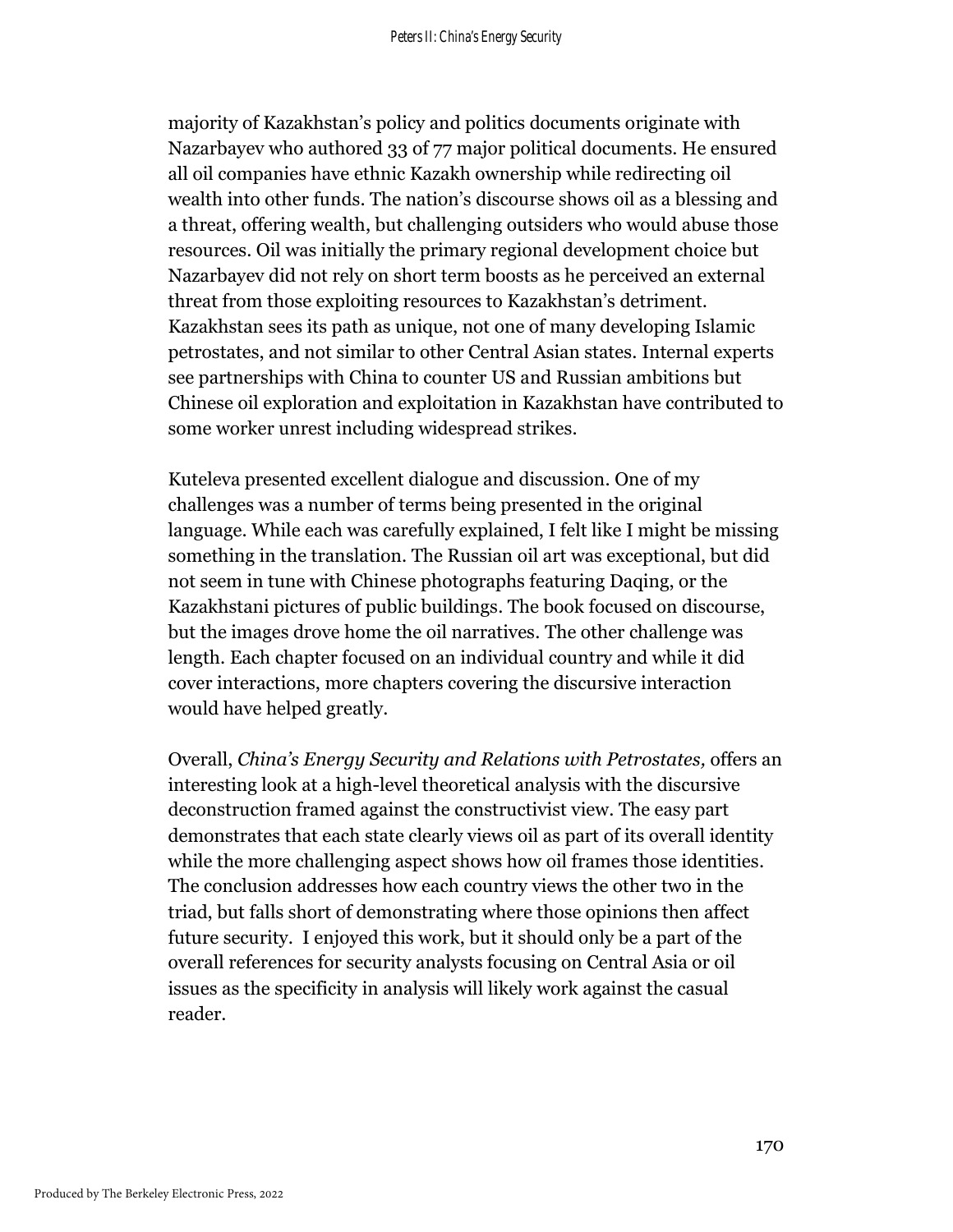majority of Kazakhstan's policy and politics documents originate with Nazarbayev who authored 33 of 77 major political documents. He ensured all oil companies have ethnic Kazakh ownership while redirecting oil wealth into other funds. The nation's discourse shows oil as a blessing and a threat, offering wealth, but challenging outsiders who would abuse those resources. Oil was initially the primary regional development choice but Nazarbayev did not rely on short term boosts as he perceived an external threat from those exploiting resources to Kazakhstan's detriment. Kazakhstan sees its path as unique, not one of many developing Islamic petrostates, and not similar to other Central Asian states. Internal experts see partnerships with China to counter US and Russian ambitions but Chinese oil exploration and exploitation in Kazakhstan have contributed to some worker unrest including widespread strikes.

Kuteleva presented excellent dialogue and discussion. One of my challenges was a number of terms being presented in the original language. While each was carefully explained, I felt like I might be missing something in the translation. The Russian oil art was exceptional, but did not seem in tune with Chinese photographs featuring Daqing, or the Kazakhstani pictures of public buildings. The book focused on discourse, but the images drove home the oil narratives. The other challenge was length. Each chapter focused on an individual country and while it did cover interactions, more chapters covering the discursive interaction would have helped greatly.

Overall, *China's Energy Security and Relations with Petrostates,* offers an interesting look at a high-level theoretical analysis with the discursive deconstruction framed against the constructivist view. The easy part demonstrates that each state clearly views oil as part of its overall identity while the more challenging aspect shows how oil frames those identities. The conclusion addresses how each country views the other two in the triad, but falls short of demonstrating where those opinions then affect future security. I enjoyed this work, but it should only be a part of the overall references for security analysts focusing on Central Asia or oil issues as the specificity in analysis will likely work against the casual reader.